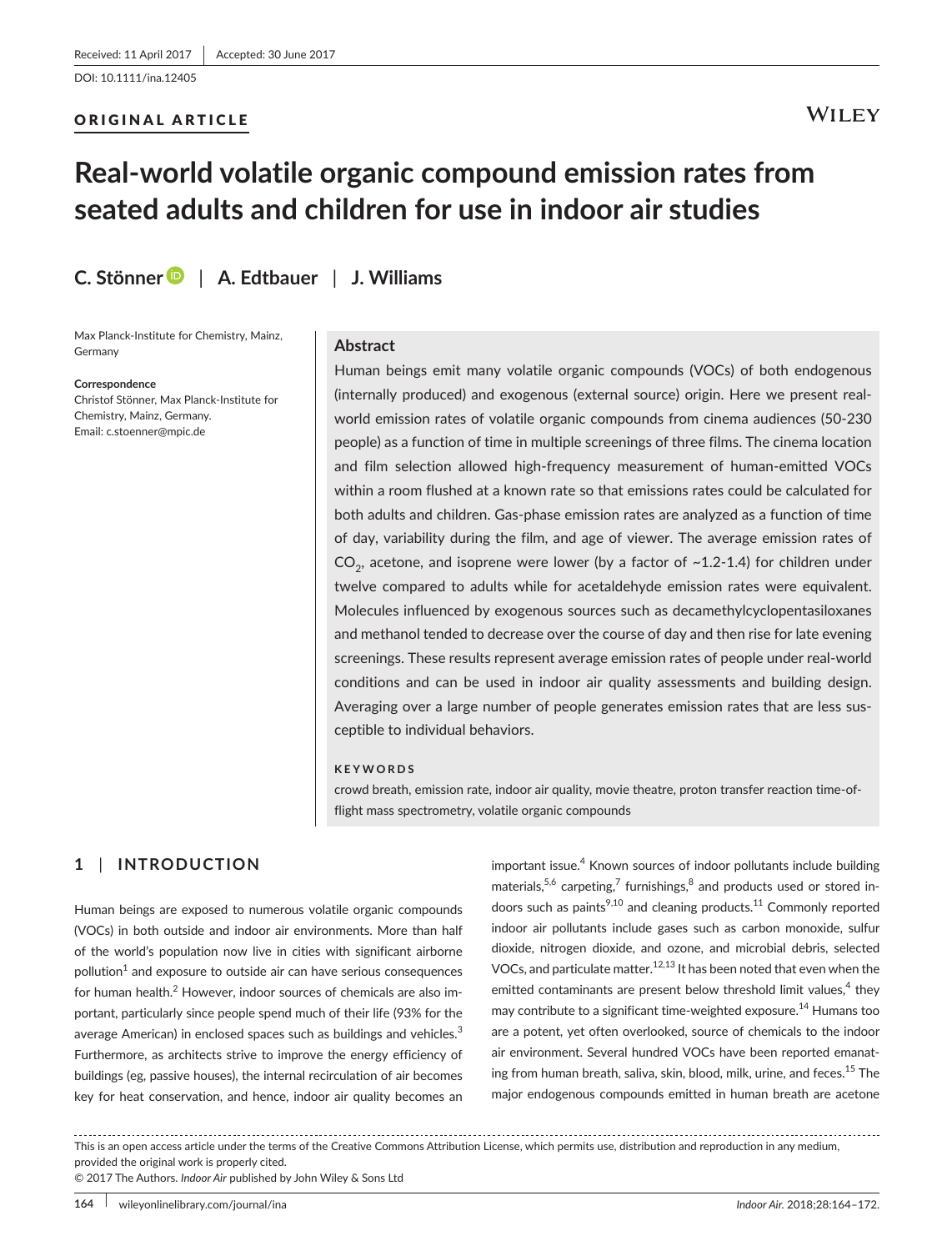Received: 11 April 2017 | Accepted: 30 June 2017

DOI: 10.1111/ina.12405

ORIGINAL ARTICLE

# Real-world volatile organic compound emission rates from seated adults and children for use in indoor air studies

**C. Stönner** | **A. Edtbauer** | **J. Williams**

Max Planck-Institute for Chemistry, Mainz, Germany

**Correspondence**
Christof Stönner, Max Planck-Institute for Chemistry, Mainz, Germany.
Email: c.stoenner@mpic.de

## Abstract

Human beings emit many volatile organic compounds (VOCs) of both endogenous (internally produced) and exogenous (external source) origin. Here we present real-world emission rates of volatile organic compounds from cinema audiences (50-230 people) as a function of time in multiple screenings of three films. The cinema location and film selection allowed high-frequency measurement of human-emitted VOCs within a room flushed at a known rate so that emissions rates could be calculated for both adults and children. Gas-phase emission rates are analyzed as a function of time of day, variability during the film, and age of viewer. The average emission rates of $CO_2$, acetone, and isoprene were lower (by a factor of ~1.2-1.4) for children under twelve compared to adults while for acetaldehyde emission rates were equivalent. Molecules influenced by exogenous sources such as decamethylcyclopentasiloxanes and methanol tended to decrease over the course of day and then rise for late evening screenings. These results represent average emission rates of people under real-world conditions and can be used in indoor air quality assessments and building design. Averaging over a large number of people generates emission rates that are less susceptible to individual behaviors.

**KEYWORDS**

crowd breath, emission rate, indoor air quality, movie theatre, proton transfer reaction time-of-flight mass spectrometry, volatile organic compounds

## 1 | INTRODUCTION

Human beings are exposed to numerous volatile organic compounds (VOCs) in both outside and indoor air environments. More than half of the world's population now live in cities with significant airborne pollution[1] and exposure to outside air can have serious consequences for human health.[2] However, indoor sources of chemicals are also important, particularly since people spend much of their life (93% for the average American) in enclosed spaces such as buildings and vehicles.[3] Furthermore, as architects strive to improve the energy efficiency of buildings (eg, passive houses), the internal recirculation of air becomes key for heat conservation, and hence, indoor air quality becomes an important issue.[4] Known sources of indoor pollutants include building materials,[5,6] carpeting,[7] furnishings,[8] and products used or stored indoors such as paints[9,10] and cleaning products.[11] Commonly reported indoor air pollutants include gases such as carbon monoxide, sulfur dioxide, nitrogen dioxide, and ozone, and microbial debris, selected VOCs, and particulate matter.[12,13] It has been noted that even when the emitted contaminants are present below threshold limit values,[4] they may contribute to a significant time-weighted exposure.[14] Humans too are a potent, yet often overlooked, source of chemicals to the indoor air environment. Several hundred VOCs have been reported emanating from human breath, saliva, skin, blood, milk, urine, and feces.[15] The major endogenous compounds emitted in human breath are acetone

This is an open access article under the terms of the Creative Commons Attribution License, which permits use, distribution and reproduction in any medium, provided the original work is properly cited.
© 2017 The Authors. *Indoor Air* published by John Wiley & Sons Ltd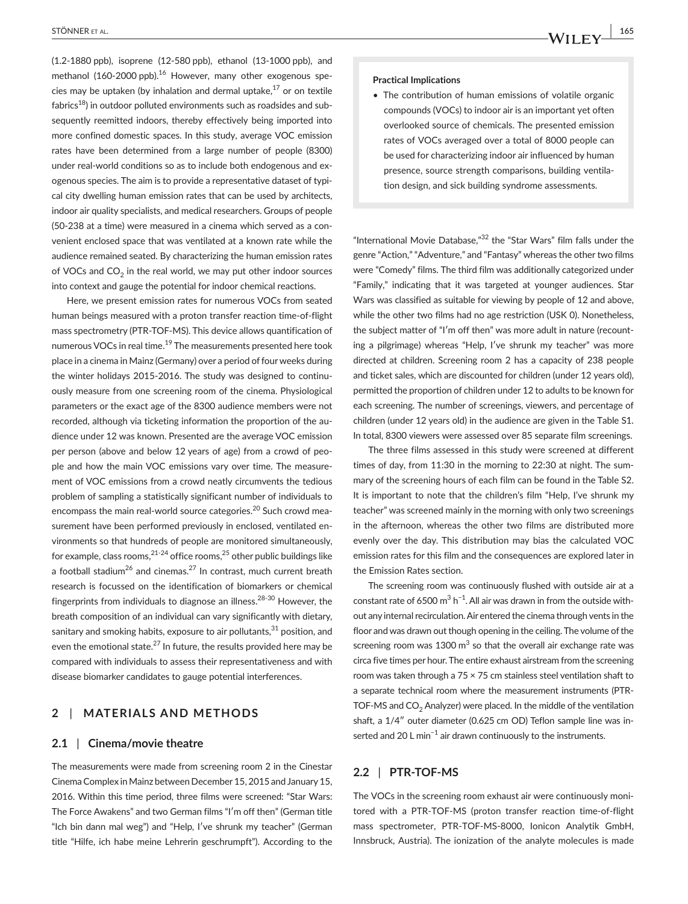(1.2-1880 ppb), isoprene (12-580 ppb), ethanol (13-1000 ppb), and methanol (160-2000 ppb).[16] However, many other exogenous species may be uptaken (by inhalation and dermal uptake,[17] or on textile fabrics[18]) in outdoor polluted environments such as roadsides and subsequently reemitted indoors, thereby effectively being imported into more confined domestic spaces. In this study, average VOC emission rates have been determined from a large number of people (8300) under real-world conditions so as to include both endogenous and exogenous species. The aim is to provide a representative dataset of typical city dwelling human emission rates that can be used by architects, indoor air quality specialists, and medical researchers. Groups of people (50-238 at a time) were measured in a cinema which served as a convenient enclosed space that was ventilated at a known rate while the audience remained seated. By characterizing the human emission rates of VOCs and $CO_2$ in the real world, we may put other indoor sources into context and gauge the potential for indoor chemical reactions.

Here, we present emission rates for numerous VOCs from seated human beings measured with a proton transfer reaction time-of-flight mass spectrometry (PTR-TOF-MS). This device allows quantification of numerous VOCs in real time.[19] The measurements presented here took place in a cinema in Mainz (Germany) over a period of four weeks during the winter holidays 2015-2016. The study was designed to continuously measure from one screening room of the cinema. Physiological parameters or the exact age of the 8300 audience members were not recorded, although via ticketing information the proportion of the audience under 12 was known. Presented are the average VOC emission per person (above and below 12 years of age) from a crowd of people and how the main VOC emissions vary over time. The measurement of VOC emissions from a crowd neatly circumvents the tedious problem of sampling a statistically significant number of individuals to encompass the main real-world source categories.[20] Such crowd measurement have been performed previously in enclosed, ventilated environments so that hundreds of people are monitored simultaneously, for example, class rooms,[21-24] office rooms,[25] other public buildings like a football stadium[26] and cinemas.[27] In contrast, much current breath research is focussed on the identification of biomarkers or chemical fingerprints from individuals to diagnose an illness.[28-30] However, the breath composition of an individual can vary significantly with dietary, sanitary and smoking habits, exposure to air pollutants,[31] position, and even the emotional state.[27] In future, the results provided here may be compared with individuals to assess their representativeness and with disease biomarker candidates to gauge potential interferences.

**Practical Implications**

- The contribution of human emissions of volatile organic compounds (VOCs) to indoor air is an important yet often overlooked source of chemicals. The presented emission rates of VOCs averaged over a total of 8000 people can be used for characterizing indoor air influenced by human presence, source strength comparisons, building ventilation design, and sick building syndrome assessments.

## 2 | MATERIALS AND METHODS

### 2.1 | Cinema/movie theatre

The measurements were made from screening room 2 in the Cinestar Cinema Complex in Mainz between December 15, 2015 and January 15, 2016. Within this time period, three films were screened: "Star Wars: The Force Awakens" and two German films "I'm off then" (German title "Ich bin dann mal weg") and "Help, I've shrunk my teacher" (German title "Hilfe, ich habe meine Lehrerin geschrumpft"). According to the "International Movie Database,"[32] the "Star Wars" film falls under the genre "Action," "Adventure," and "Fantasy" whereas the other two films were "Comedy" films. The third film was additionally categorized under "Family," indicating that it was targeted at younger audiences. Star Wars was classified as suitable for viewing by people of 12 and above, while the other two films had no age restriction (USK 0). Nonetheless, the subject matter of "I'm off then" was more adult in nature (recounting a pilgrimage) whereas "Help, I've shrunk my teacher" was more directed at children. Screening room 2 has a capacity of 238 people and ticket sales, which are discounted for children (under 12 years old), permitted the proportion of children under 12 to adults to be known for each screening. The number of screenings, viewers, and percentage of children (under 12 years old) in the audience are given in the Table S1. In total, 8300 viewers were assessed over 85 separate film screenings.

The three films assessed in this study were screened at different times of day, from 11:30 in the morning to 22:30 at night. The summary of the screening hours of each film can be found in the Table S2. It is important to note that the children's film "Help, I've shrunk my teacher" was screened mainly in the morning with only two screenings in the afternoon, whereas the other two films are distributed more evenly over the day. This distribution may bias the calculated VOC emission rates for this film and the consequences are explored later in the Emission Rates section.

The screening room was continuously flushed with outside air at a constant rate of 6500 $m^3\ h^{-1}$. All air was drawn in from the outside without any internal recirculation. Air entered the cinema through vents in the floor and was drawn out though opening in the ceiling. The volume of the screening room was 1300 $m^3$ so that the overall air exchange rate was circa five times per hour. The entire exhaust airstream from the screening room was taken through a 75 × 75 cm stainless steel ventilation shaft to a separate technical room where the measurement instruments (PTR-TOF-MS and $CO_2$ Analyzer) were placed. In the middle of the ventilation shaft, a 1/4″ outer diameter (0.625 cm OD) Teflon sample line was inserted and 20 L $min^{-1}$ air drawn continuously to the instruments.

### 2.2 | PTR-TOF-MS

The VOCs in the screening room exhaust air were continuously monitored with a PTR-TOF-MS (proton transfer reaction time-of-flight mass spectrometer, PTR-TOF-MS-8000, Ionicon Analytik GmbH, Innsbruck, Austria). The ionization of the analyte molecules is made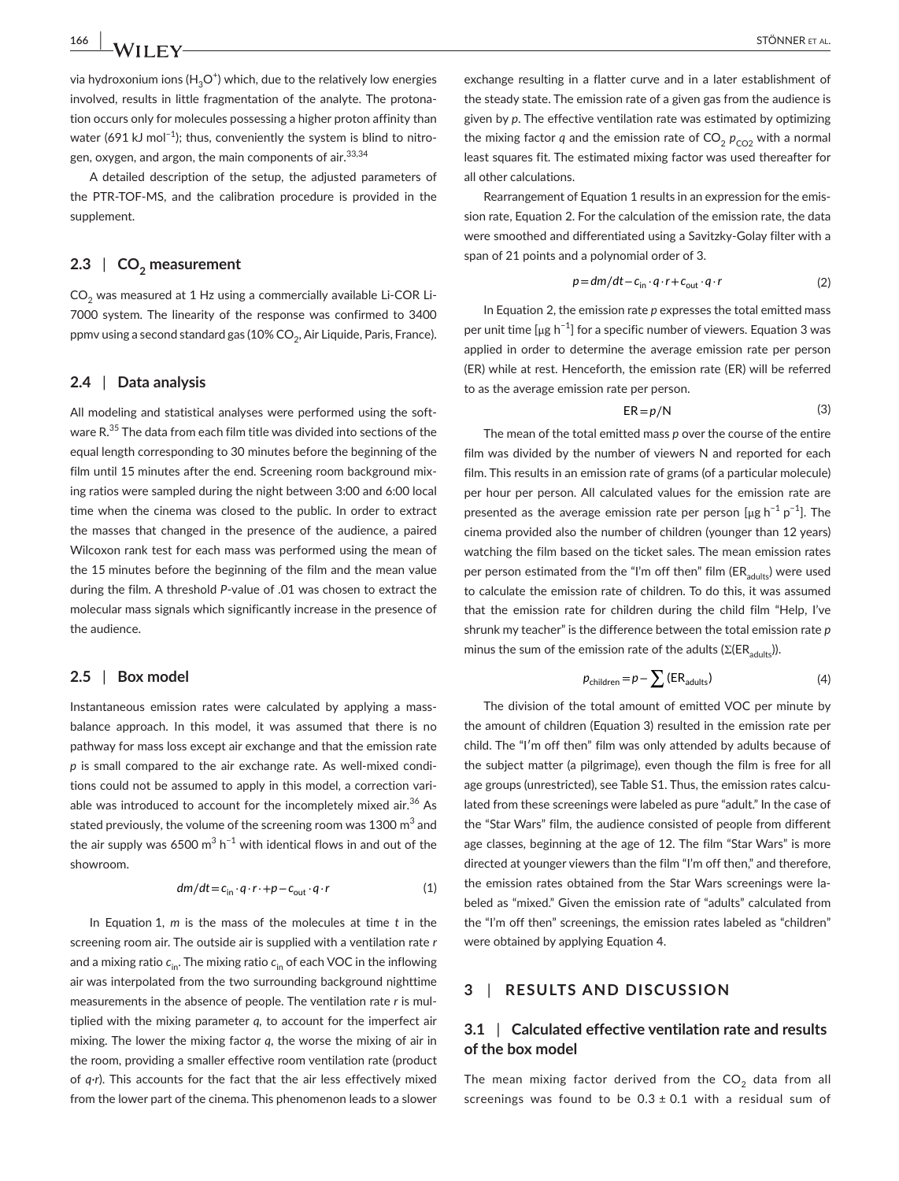via hydroxonium ions ($H_3O^+$) which, due to the relatively low energies involved, results in little fragmentation of the analyte. The protonation occurs only for molecules possessing a higher proton affinity than water (691 kJ $mol^{-1}$); thus, conveniently the system is blind to nitrogen, oxygen, and argon, the main components of air.[33,34]

A detailed description of the setup, the adjusted parameters of the PTR-TOF-MS, and the calibration procedure is provided in the supplement.

## 2.3 | $CO_2$ measurement

$CO_2$ was measured at 1 Hz using a commercially available Li-COR Li-7000 system. The linearity of the response was confirmed to 3400 ppmv using a second standard gas (10% $CO_2$, Air Liquide, Paris, France).

## 2.4 | Data analysis

All modeling and statistical analyses were performed using the software R.[35] The data from each film title was divided into sections of the equal length corresponding to 30 minutes before the beginning of the film until 15 minutes after the end. Screening room background mixing ratios were sampled during the night between 3:00 and 6:00 local time when the cinema was closed to the public. In order to extract the masses that changed in the presence of the audience, a paired Wilcoxon rank test for each mass was performed using the mean of the 15 minutes before the beginning of the film and the mean value during the film. A threshold *P*-value of .01 was chosen to extract the molecular mass signals which significantly increase in the presence of the audience.

## 2.5 | Box model

Instantaneous emission rates were calculated by applying a mass-balance approach. In this model, it was assumed that there is no pathway for mass loss except air exchange and that the emission rate *p* is small compared to the air exchange rate. As well-mixed conditions could not be assumed to apply in this model, a correction variable was introduced to account for the incompletely mixed air.[36] As stated previously, the volume of the screening room was 1300 $m^3$ and the air supply was 6500 $m^3\,h^{-1}$ with identical flows in and out of the showroom.

$$dm/dt = c_{in}\cdot q\cdot r + p - c_{out}\cdot q\cdot r \tag{1}$$

In Equation 1, *m* is the mass of the molecules at time *t* in the screening room air. The outside air is supplied with a ventilation rate *r* and a mixing ratio $c_{in}$. The mixing ratio $c_{in}$ of each VOC in the inflowing air was interpolated from the two surrounding background nighttime measurements in the absence of people. The ventilation rate *r* is multiplied with the mixing parameter *q*, to account for the imperfect air mixing. The lower the mixing factor *q*, the worse the mixing of air in the room, providing a smaller effective room ventilation rate (product of *q·r*). This accounts for the fact that the air less effectively mixed from the lower part of the cinema. This phenomenon leads to a slower exchange resulting in a flatter curve and in a later establishment of the steady state. The emission rate of a given gas from the audience is given by *p*. The effective ventilation rate was estimated by optimizing the mixing factor *q* and the emission rate of $CO_2$ $p_{CO2}$ with a normal least squares fit. The estimated mixing factor was used thereafter for all other calculations.

Rearrangement of Equation 1 results in an expression for the emission rate, Equation 2. For the calculation of the emission rate, the data were smoothed and differentiated using a Savitzky-Golay filter with a span of 21 points and a polynomial order of 3.

$$p = dm/dt - c_{in}\cdot q\cdot r + c_{out}\cdot q\cdot r \tag{2}$$

In Equation 2, the emission rate *p* expresses the total emitted mass per unit time [μg $h^{-1}$] for a specific number of viewers. Equation 3 was applied in order to determine the average emission rate per person (ER) while at rest. Henceforth, the emission rate (ER) will be referred to as the average emission rate per person.

$$ER = p/N \tag{3}$$

The mean of the total emitted mass *p* over the course of the entire film was divided by the number of viewers N and reported for each film. This results in an emission rate of grams (of a particular molecule) per hour per person. All calculated values for the emission rate are presented as the average emission rate per person [μg $h^{-1}$ $p^{-1}$]. The cinema provided also the number of children (younger than 12 years) watching the film based on the ticket sales. The mean emission rates per person estimated from the "I'm off then" film ($ER_{adults}$) were used to calculate the emission rate of children. To do this, it was assumed that the emission rate for children during the child film "Help, I've shrunk my teacher" is the difference between the total emission rate *p* minus the sum of the emission rate of the adults ($\Sigma(ER_{adults})$).

$$p_{children} = p - \sum (ER_{adults}) \tag{4}$$

The division of the total amount of emitted VOC per minute by the amount of children (Equation 3) resulted in the emission rate per child. The "I'm off then" film was only attended by adults because of the subject matter (a pilgrimage), even though the film is free for all age groups (unrestricted), see Table S1. Thus, the emission rates calculated from these screenings were labeled as pure "adult." In the case of the "Star Wars" film, the audience consisted of people from different age classes, beginning at the age of 12. The film "Star Wars" is more directed at younger viewers than the film "I'm off then," and therefore, the emission rates obtained from the Star Wars screenings were labeled as "mixed." Given the emission rate of "adults" calculated from the "I'm off then" screenings, the emission rates labeled as "children" were obtained by applying Equation 4.

# 3 | RESULTS AND DISCUSSION

## 3.1 | Calculated effective ventilation rate and results of the box model

The mean mixing factor derived from the $CO_2$ data from all screenings was found to be 0.3 ± 0.1 with a residual sum of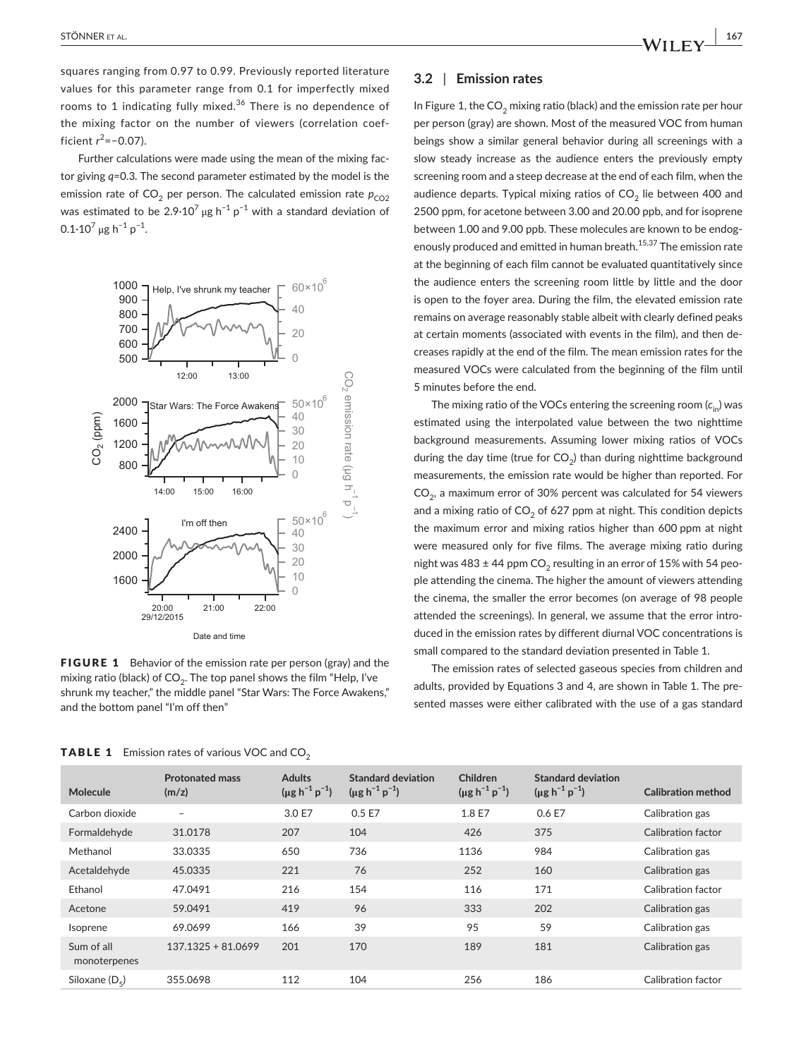squares ranging from 0.97 to 0.99. Previously reported literature values for this parameter range from 0.1 for imperfectly mixed rooms to 1 indicating fully mixed.[36] There is no dependence of the mixing factor on the number of viewers (correlation coefficient $r^2$=−0.07).

Further calculations were made using the mean of the mixing factor giving $q$=0.3. The second parameter estimated by the model is the emission rate of $CO_2$ per person. The calculated emission rate $p_{CO2}$ was estimated to be $2.9{\cdot}10^7$ μg h$^{-1}$ p$^{-1}$ with a standard deviation of $0.1{\cdot}10^7$ μg h$^{-1}$ p$^{-1}$.

**FIGURE 1** Behavior of the emission rate per person (gray) and the mixing ratio (black) of $CO_2$. The top panel shows the film "Help, I've shrunk my teacher," the middle panel "Star Wars: The Force Awakens," and the bottom panel "I'm off then"

## 3.2 | Emission rates

In Figure 1, the $CO_2$ mixing ratio (black) and the emission rate per hour per person (gray) are shown. Most of the measured VOC from human beings show a similar general behavior during all screenings with a slow steady increase as the audience enters the previously empty screening room and a steep decrease at the end of each film, when the audience departs. Typical mixing ratios of $CO_2$ lie between 400 and 2500 ppm, for acetone between 3.00 and 20.00 ppb, and for isoprene between 1.00 and 9.00 ppb. These molecules are known to be endogenously produced and emitted in human breath.[15,37] The emission rate at the beginning of each film cannot be evaluated quantitatively since the audience enters the screening room little by little and the door is open to the foyer area. During the film, the elevated emission rate remains on average reasonably stable albeit with clearly defined peaks at certain moments (associated with events in the film), and then decreases rapidly at the end of the film. The mean emission rates for the measured VOCs were calculated from the beginning of the film until 5 minutes before the end.

The mixing ratio of the VOCs entering the screening room ($c_{in}$) was estimated using the interpolated value between the two nighttime background measurements. Assuming lower mixing ratios of VOCs during the day time (true for $CO_2$) than during nighttime background measurements, the emission rate would be higher than reported. For $CO_2$, a maximum error of 30% percent was calculated for 54 viewers and a mixing ratio of $CO_2$ of 627 ppm at night. This condition depicts the maximum error and mixing ratios higher than 600 ppm at night were measured only for five films. The average mixing ratio during night was 483 ± 44 ppm $CO_2$ resulting in an error of 15% with 54 people attending the cinema. The higher the amount of viewers attending the cinema, the smaller the error becomes (on average of 98 people attended the screenings). In general, we assume that the error introduced in the emission rates by different diurnal VOC concentrations is small compared to the standard deviation presented in Table 1.

The emission rates of selected gaseous species from children and adults, provided by Equations 3 and 4, are shown in Table 1. The presented masses were either calibrated with the use of a gas standard

**TABLE 1** Emission rates of various VOC and $CO_2$

| Molecule | Protonated mass (m/z) | Adults (μg h$^{-1}$ p$^{-1}$) | Standard deviation (μg h$^{-1}$ p$^{-1}$) | Children (μg h$^{-1}$ p$^{-1}$) | Standard deviation (μg h$^{-1}$ p$^{-1}$) | Calibration method |
|---|---|---|---|---|---|---|
| Carbon dioxide | – | 3.0 E7 | 0.5 E7 | 1.8 E7 | 0.6 E7 | Calibration gas |
| Formaldehyde | 31.0178 | 207 | 104 | 426 | 375 | Calibration factor |
| Methanol | 33.0335 | 650 | 736 | 1136 | 984 | Calibration gas |
| Acetaldehyde | 45.0335 | 221 | 76 | 252 | 160 | Calibration gas |
| Ethanol | 47.0491 | 216 | 154 | 116 | 171 | Calibration factor |
| Acetone | 59.0491 | 419 | 96 | 333 | 202 | Calibration gas |
| Isoprene | 69.0699 | 166 | 39 | 95 | 59 | Calibration gas |
| Sum of all monoterpenes | 137.1325 + 81.0699 | 201 | 170 | 189 | 181 | Calibration gas |
| Siloxane ($D_5$) | 355.0698 | 112 | 104 | 256 | 186 | Calibration factor |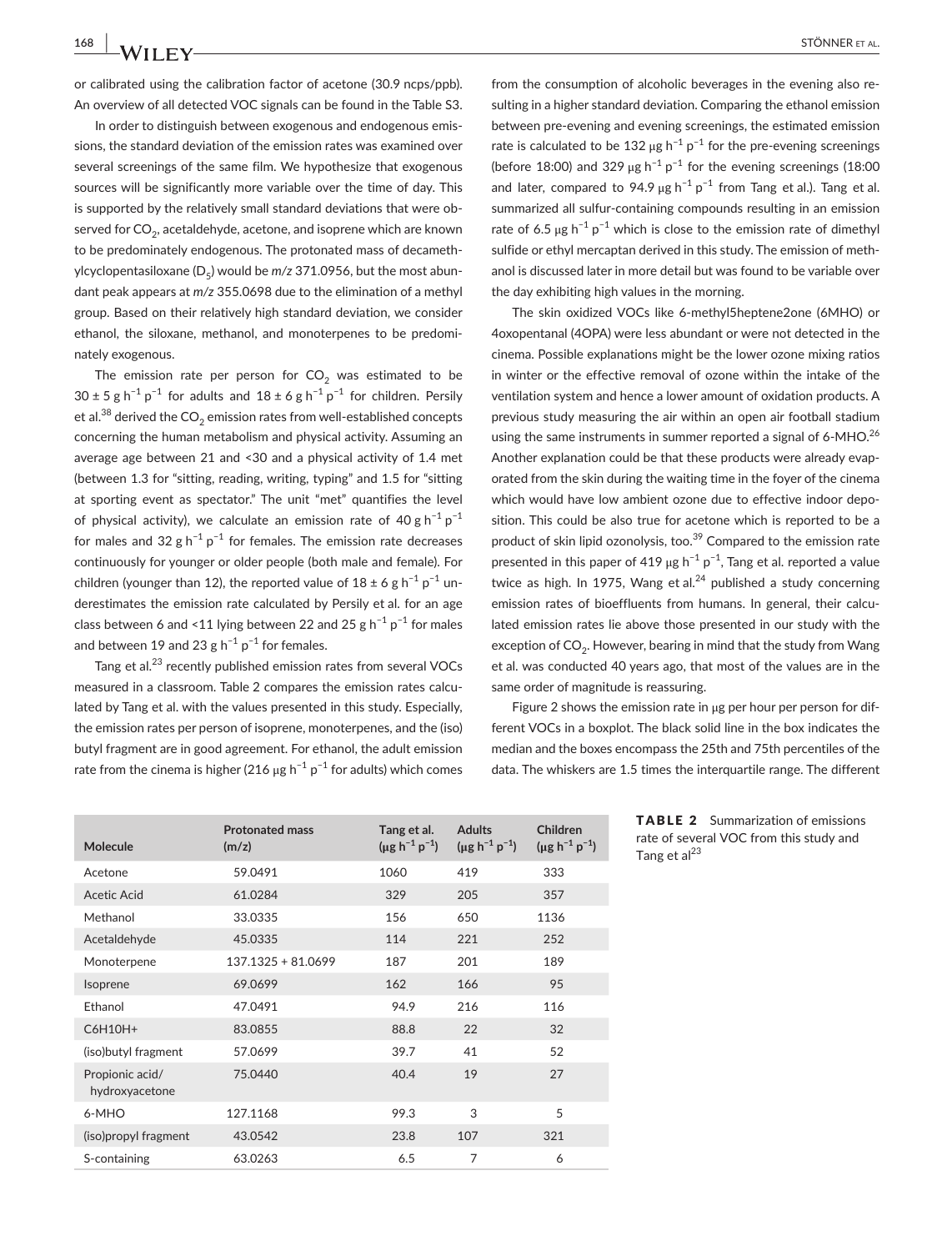or calibrated using the calibration factor of acetone (30.9 ncps/ppb). An overview of all detected VOC signals can be found in the Table S3.

In order to distinguish between exogenous and endogenous emissions, the standard deviation of the emission rates was examined over several screenings of the same film. We hypothesize that exogenous sources will be significantly more variable over the time of day. This is supported by the relatively small standard deviations that were observed for $CO_2$, acetaldehyde, acetone, and isoprene which are known to be predominately endogenous. The protonated mass of decamethylcyclopentasiloxane ($D_5$) would be *m/z* 371.0956, but the most abundant peak appears at *m/z* 355.0698 due to the elimination of a methyl group. Based on their relatively high standard deviation, we consider ethanol, the siloxane, methanol, and monoterpenes to be predominately exogenous.

The emission rate per person for $CO_2$ was estimated to be $30 \pm 5$ g $h^{-1}$ $p^{-1}$ for adults and $18 \pm 6$ g $h^{-1}$ $p^{-1}$ for children. Persily et al.[38] derived the $CO_2$ emission rates from well-established concepts concerning the human metabolism and physical activity. Assuming an average age between 21 and <30 and a physical activity of 1.4 met (between 1.3 for "sitting, reading, writing, typing" and 1.5 for "sitting at sporting event as spectator." The unit "met" quantifies the level of physical activity), we calculate an emission rate of 40 g $h^{-1}$ $p^{-1}$ for males and 32 g $h^{-1}$ $p^{-1}$ for females. The emission rate decreases continuously for younger or older people (both male and female). For children (younger than 12), the reported value of $18 \pm 6$ g $h^{-1}$ $p^{-1}$ underestimates the emission rate calculated by Persily et al. for an age class between 6 and <11 lying between 22 and 25 g $h^{-1}$ $p^{-1}$ for males and between 19 and 23 g $h^{-1}$ $p^{-1}$ for females.

Tang et al.[23] recently published emission rates from several VOCs measured in a classroom. Table 2 compares the emission rates calculated by Tang et al. with the values presented in this study. Especially, the emission rates per person of isoprene, monoterpenes, and the (iso)butyl fragment are in good agreement. For ethanol, the adult emission rate from the cinema is higher (216 μg $h^{-1}$ $p^{-1}$ for adults) which comes from the consumption of alcoholic beverages in the evening also resulting in a higher standard deviation. Comparing the ethanol emission between pre-evening and evening screenings, the estimated emission rate is calculated to be 132 μg $h^{-1}$ $p^{-1}$ for the pre-evening screenings (before 18:00) and 329 μg $h^{-1}$ $p^{-1}$ for the evening screenings (18:00 and later, compared to 94.9 μg $h^{-1}$ $p^{-1}$ from Tang et al.). Tang et al. summarized all sulfur-containing compounds resulting in an emission rate of 6.5 μg $h^{-1}$ $p^{-1}$ which is close to the emission rate of dimethyl sulfide or ethyl mercaptan derived in this study. The emission of methanol is discussed later in more detail but was found to be variable over the day exhibiting high values in the morning.

The skin oxidized VOCs like 6-methyl5heptene2one (6MHO) or 4oxopentanal (4OPA) were less abundant or were not detected in the cinema. Possible explanations might be the lower ozone mixing ratios in winter or the effective removal of ozone within the intake of the ventilation system and hence a lower amount of oxidation products. A previous study measuring the air within an open air football stadium using the same instruments in summer reported a signal of 6-MHO.[26] Another explanation could be that these products were already evaporated from the skin during the waiting time in the foyer of the cinema which would have low ambient ozone due to effective indoor deposition. This could be also true for acetone which is reported to be a product of skin lipid ozonolysis, too.[39] Compared to the emission rate presented in this paper of 419 μg $h^{-1}$ $p^{-1}$, Tang et al. reported a value twice as high. In 1975, Wang et al.[24] published a study concerning emission rates of bioeffluents from humans. In general, their calculated emission rates lie above those presented in our study with the exception of $CO_2$. However, bearing in mind that the study from Wang et al. was conducted 40 years ago, that most of the values are in the same order of magnitude is reassuring.

Figure 2 shows the emission rate in μg per hour per person for different VOCs in a boxplot. The black solid line in the box indicates the median and the boxes encompass the 25th and 75th percentiles of the data. The whiskers are 1.5 times the interquartile range. The different

**TABLE 2** Summarization of emissions rate of several VOC from this study and Tang et al[23]

| Molecule | Protonated mass (m/z) | Tang et al. (μg $h^{-1}$ $p^{-1}$) | Adults (μg $h^{-1}$ $p^{-1}$) | Children (μg $h^{-1}$ $p^{-1}$) |
|---|---|---|---|---|
| Acetone | 59.0491 | 1060 | 419 | 333 |
| Acetic Acid | 61.0284 | 329 | 205 | 357 |
| Methanol | 33.0335 | 156 | 650 | 1136 |
| Acetaldehyde | 45.0335 | 114 | 221 | 252 |
| Monoterpene | 137.1325 + 81.0699 | 187 | 201 | 189 |
| Isoprene | 69.0699 | 162 | 166 | 95 |
| Ethanol | 47.0491 | 94.9 | 216 | 116 |
| C6H10H+ | 83.0855 | 88.8 | 22 | 32 |
| (iso)butyl fragment | 57.0699 | 39.7 | 41 | 52 |
| Propionic acid/ hydroxyacetone | 75.0440 | 40.4 | 19 | 27 |
| 6-MHO | 127.1168 | 99.3 | 3 | 5 |
| (iso)propyl fragment | 43.0542 | 23.8 | 107 | 321 |
| S-containing | 63.0263 | 6.5 | 7 | 6 |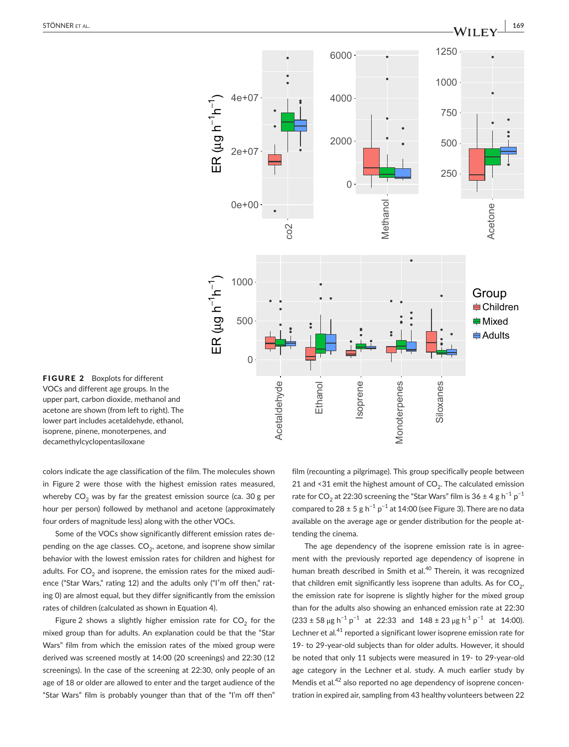**FIGURE 2** Boxplots for different VOCs and different age groups. In the upper part, carbon dioxide, methanol and acetone are shown (from left to right). The lower part includes acetaldehyde, ethanol, isoprene, pinene, monoterpenes, and decamethylcyclopentasiloxane

colors indicate the age classification of the film. The molecules shown in Figure 2 were those with the highest emission rates measured, whereby $CO_2$ was by far the greatest emission source (ca. 30 g per hour per person) followed by methanol and acetone (approximately four orders of magnitude less) along with the other VOCs.

Some of the VOCs show significantly different emission rates depending on the age classes. $CO_2$, acetone, and isoprene show similar behavior with the lowest emission rates for children and highest for adults. For $CO_2$ and isoprene, the emission rates for the mixed audience ("Star Wars," rating 12) and the adults only ("I'm off then," rating 0) are almost equal, but they differ significantly from the emission rates of children (calculated as shown in Equation 4).

Figure 2 shows a slightly higher emission rate for $CO_2$ for the mixed group than for adults. An explanation could be that the "Star Wars" film from which the emission rates of the mixed group were derived was screened mostly at 14:00 (20 screenings) and 22:30 (12 screenings). In the case of the screening at 22:30, only people of an age of 18 or older are allowed to enter and the target audience of the "Star Wars" film is probably younger than that of the "I'm off then" film (recounting a pilgrimage). This group specifically people between 21 and <31 emit the highest amount of $CO_2$. The calculated emission rate for $CO_2$ at 22:30 screening the "Star Wars" film is $36 \pm 4$ g $h^{-1}$ $p^{-1}$ compared to $28 \pm 5$ g $h^{-1}$ $p^{-1}$ at 14:00 (see Figure 3). There are no data available on the average age or gender distribution for the people attending the cinema.

The age dependency of the isoprene emission rate is in agreement with the previously reported age dependency of isoprene in human breath described in Smith et al.[40] Therein, it was recognized that children emit significantly less isoprene than adults. As for $CO_2$, the emission rate for isoprene is slightly higher for the mixed group than for the adults also showing an enhanced emission rate at 22:30 ($233 \pm 58$ µg $h^{-1}$ $p^{-1}$ at 22:33 and $148 \pm 23$ µg $h^{-1}$ $p^{-1}$ at 14:00). Lechner et al.[41] reported a significant lower isoprene emission rate for 19- to 29-year-old subjects than for older adults. However, it should be noted that only 11 subjects were measured in 19- to 29-year-old age category in the Lechner et al. study. A much earlier study by Mendis et al.[42] also reported no age dependency of isoprene concentration in expired air, sampling from 43 healthy volunteers between 22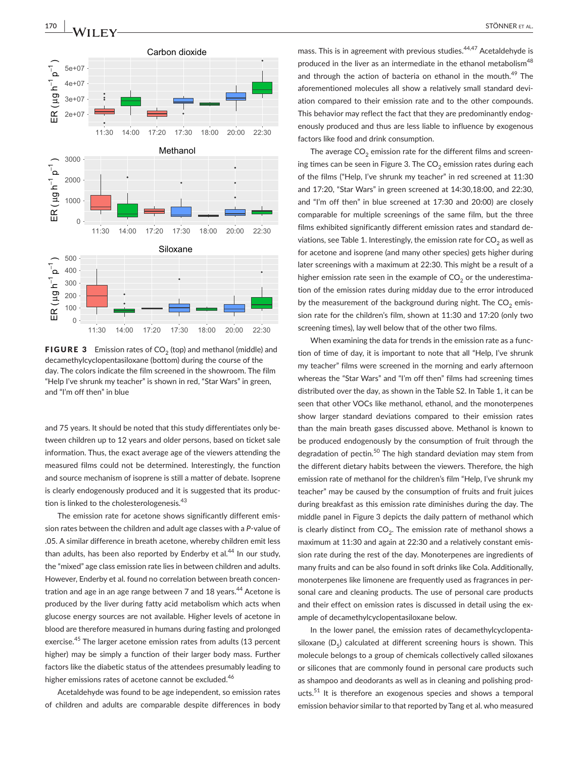FIGURE 3 Emission rates of $CO_2$ (top) and methanol (middle) and decamethylcyclopentasiloxane (bottom) during the course of the day. The colors indicate the film screened in the showroom. The film "Help I've shrunk my teacher" is shown in red, "Star Wars" in green, and "I'm off then" in blue

and 75 years. It should be noted that this study differentiates only between children up to 12 years and older persons, based on ticket sale information. Thus, the exact average age of the viewers attending the measured films could not be determined. Interestingly, the function and source mechanism of isoprene is still a matter of debate. Isoprene is clearly endogenously produced and it is suggested that its production is linked to the cholesterologenesis.[43]

The emission rate for acetone shows significantly different emission rates between the children and adult age classes with a *P*-value of .05. A similar difference in breath acetone, whereby children emit less than adults, has been also reported by Enderby et al.[44] In our study, the "mixed" age class emission rate lies in between children and adults. However, Enderby et al. found no correlation between breath concentration and age in an age range between 7 and 18 years.[44] Acetone is produced by the liver during fatty acid metabolism which acts when glucose energy sources are not available. Higher levels of acetone in blood are therefore measured in humans during fasting and prolonged exercise.[45] The larger acetone emission rates from adults (13 percent higher) may be simply a function of their larger body mass. Further factors like the diabetic status of the attendees presumably leading to higher emissions rates of acetone cannot be excluded.[46]

Acetaldehyde was found to be age independent, so emission rates of children and adults are comparable despite differences in body mass. This is in agreement with previous studies.[44,47] Acetaldehyde is produced in the liver as an intermediate in the ethanol metabolism[48] and through the action of bacteria on ethanol in the mouth.[49] The aforementioned molecules all show a relatively small standard deviation compared to their emission rate and to the other compounds. This behavior may reflect the fact that they are predominantly endogenously produced and thus are less liable to influence by exogenous factors like food and drink consumption.

The average $CO_2$ emission rate for the different films and screening times can be seen in Figure 3. The $CO_2$ emission rates during each of the films ("Help, I've shrunk my teacher" in red screened at 11:30 and 17:20, "Star Wars" in green screened at 14:30,18:00, and 22:30, and "I'm off then" in blue screened at 17:30 and 20:00) are closely comparable for multiple screenings of the same film, but the three films exhibited significantly different emission rates and standard deviations, see Table 1. Interestingly, the emission rate for $CO_2$ as well as for acetone and isoprene (and many other species) gets higher during later screenings with a maximum at 22:30. This might be a result of a higher emission rate seen in the example of $CO_2$ or the underestimation of the emission rates during midday due to the error introduced by the measurement of the background during night. The $CO_2$ emission rate for the children's film, shown at 11:30 and 17:20 (only two screening times), lay well below that of the other two films.

When examining the data for trends in the emission rate as a function of time of day, it is important to note that all "Help, I've shrunk my teacher" films were screened in the morning and early afternoon whereas the "Star Wars" and "I'm off then" films had screening times distributed over the day, as shown in the Table S2. In Table 1, it can be seen that other VOCs like methanol, ethanol, and the monoterpenes show larger standard deviations compared to their emission rates than the main breath gases discussed above. Methanol is known to be produced endogenously by the consumption of fruit through the degradation of pectin.[50] The high standard deviation may stem from the different dietary habits between the viewers. Therefore, the high emission rate of methanol for the children's film "Help, I've shrunk my teacher" may be caused by the consumption of fruits and fruit juices during breakfast as this emission rate diminishes during the day. The middle panel in Figure 3 depicts the daily pattern of methanol which is clearly distinct from $CO_2$. The emission rate of methanol shows a maximum at 11:30 and again at 22:30 and a relatively constant emission rate during the rest of the day. Monoterpenes are ingredients of many fruits and can be also found in soft drinks like Cola. Additionally, monoterpenes like limonene are frequently used as fragrances in personal care and cleaning products. The use of personal care products and their effect on emission rates is discussed in detail using the example of decamethylcyclopentasiloxane below.

In the lower panel, the emission rates of decamethylcyclopentasiloxane ($D_5$) calculated at different screening hours is shown. This molecule belongs to a group of chemicals collectively called siloxanes or silicones that are commonly found in personal care products such as shampoo and deodorants as well as in cleaning and polishing products.[51] It is therefore an exogenous species and shows a temporal emission behavior similar to that reported by Tang et al. who measured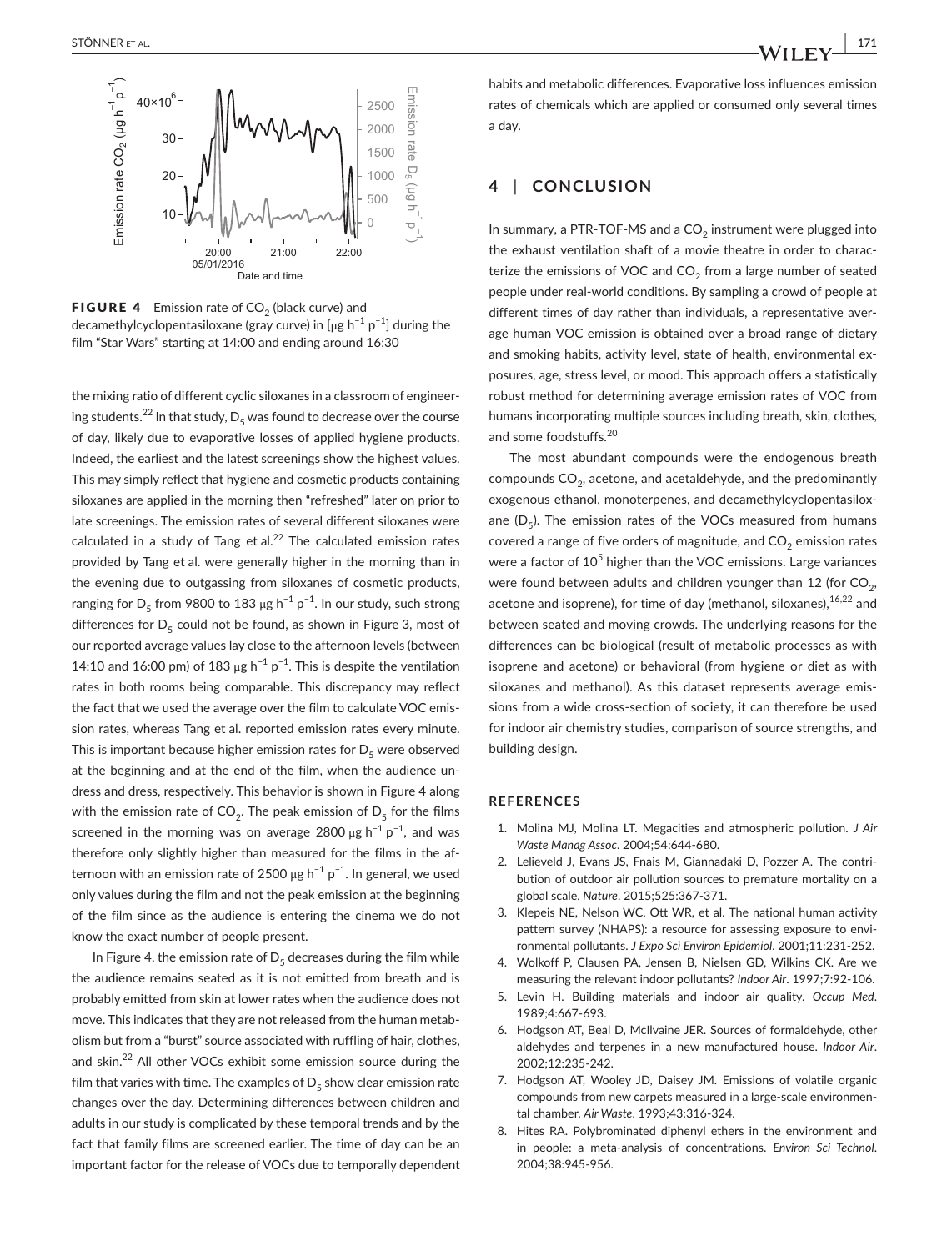FIGURE 4 Emission rate of $CO_2$ (black curve) and decamethylcyclopentasiloxane (gray curve) in [$\mu g\ h^{-1}\ p^{-1}$] during the film "Star Wars" starting at 14:00 and ending around 16:30

the mixing ratio of different cyclic siloxanes in a classroom of engineering students.[22] In that study, $D_5$ was found to decrease over the course of day, likely due to evaporative losses of applied hygiene products. Indeed, the earliest and the latest screenings show the highest values. This may simply reflect that hygiene and cosmetic products containing siloxanes are applied in the morning then "refreshed" later on prior to late screenings. The emission rates of several different siloxanes were calculated in a study of Tang et al.[22] The calculated emission rates provided by Tang et al. were generally higher in the morning than in the evening due to outgassing from siloxanes of cosmetic products, ranging for $D_5$ from 9800 to 183 $\mu g\ h^{-1}\ p^{-1}$. In our study, such strong differences for $D_5$ could not be found, as shown in Figure 3, most of our reported average values lay close to the afternoon levels (between 14:10 and 16:00 pm) of 183 $\mu g\ h^{-1}\ p^{-1}$. This is despite the ventilation rates in both rooms being comparable. This discrepancy may reflect the fact that we used the average over the film to calculate VOC emission rates, whereas Tang et al. reported emission rates every minute. This is important because higher emission rates for $D_5$ were observed at the beginning and at the end of the film, when the audience undress and dress, respectively. This behavior is shown in Figure 4 along with the emission rate of $CO_2$. The peak emission of $D_5$ for the films screened in the morning was on average 2800 $\mu g\ h^{-1}\ p^{-1}$, and was therefore only slightly higher than measured for the films in the afternoon with an emission rate of 2500 $\mu g\ h^{-1}\ p^{-1}$. In general, we used only values during the film and not the peak emission at the beginning of the film since as the audience is entering the cinema we do not know the exact number of people present.

In Figure 4, the emission rate of $D_5$ decreases during the film while the audience remains seated as it is not emitted from breath and is probably emitted from skin at lower rates when the audience does not move. This indicates that they are not released from the human metabolism but from a "burst" source associated with ruffling of hair, clothes, and skin.[22] All other VOCs exhibit some emission source during the film that varies with time. The examples of $D_5$ show clear emission rate changes over the day. Determining differences between children and adults in our study is complicated by these temporal trends and by the fact that family films are screened earlier. The time of day can be an important factor for the release of VOCs due to temporally dependent habits and metabolic differences. Evaporative loss influences emission rates of chemicals which are applied or consumed only several times a day.

## 4 | CONCLUSION

In summary, a PTR-TOF-MS and a $CO_2$ instrument were plugged into the exhaust ventilation shaft of a movie theatre in order to characterize the emissions of VOC and $CO_2$ from a large number of seated people under real-world conditions. By sampling a crowd of people at different times of day rather than individuals, a representative average human VOC emission is obtained over a broad range of dietary and smoking habits, activity level, state of health, environmental exposures, age, stress level, or mood. This approach offers a statistically robust method for determining average emission rates of VOC from humans incorporating multiple sources including breath, skin, clothes, and some foodstuffs.[20]

The most abundant compounds were the endogenous breath compounds $CO_2$, acetone, and acetaldehyde, and the predominantly exogenous ethanol, monoterpenes, and decamethylcyclopentasiloxane ($D_5$). The emission rates of the VOCs measured from humans covered a range of five orders of magnitude, and $CO_2$ emission rates were a factor of $10^5$ higher than the VOC emissions. Large variances were found between adults and children younger than 12 (for $CO_2$, acetone and isoprene), for time of day (methanol, siloxanes),[16,22] and between seated and moving crowds. The underlying reasons for the differences can be biological (result of metabolic processes as with isoprene and acetone) or behavioral (from hygiene or diet as with siloxanes and methanol). As this dataset represents average emissions from a wide cross-section of society, it can therefore be used for indoor air chemistry studies, comparison of source strengths, and building design.

### REFERENCES

1. Molina MJ, Molina LT. Megacities and atmospheric pollution. *J Air Waste Manag Assoc*. 2004;54:644-680.
2. Lelieveld J, Evans JS, Fnais M, Giannadaki D, Pozzer A. The contribution of outdoor air pollution sources to premature mortality on a global scale. *Nature*. 2015;525:367-371.
3. Klepeis NE, Nelson WC, Ott WR, et al. The national human activity pattern survey (NHAPS): a resource for assessing exposure to environmental pollutants. *J Expo Sci Environ Epidemiol*. 2001;11:231-252.
4. Wolkoff P, Clausen PA, Jensen B, Nielsen GD, Wilkins CK. Are we measuring the relevant indoor pollutants? *Indoor Air*. 1997;7:92-106.
5. Levin H. Building materials and indoor air quality. *Occup Med*. 1989;4:667-693.
6. Hodgson AT, Beal D, McIlvaine JER. Sources of formaldehyde, other aldehydes and terpenes in a new manufactured house. *Indoor Air*. 2002;12:235-242.
7. Hodgson AT, Wooley JD, Daisey JM. Emissions of volatile organic compounds from new carpets measured in a large-scale environmental chamber. *Air Waste*. 1993;43:316-324.
8. Hites RA. Polybrominated diphenyl ethers in the environment and in people: a meta-analysis of concentrations. *Environ Sci Technol*. 2004;38:945-956.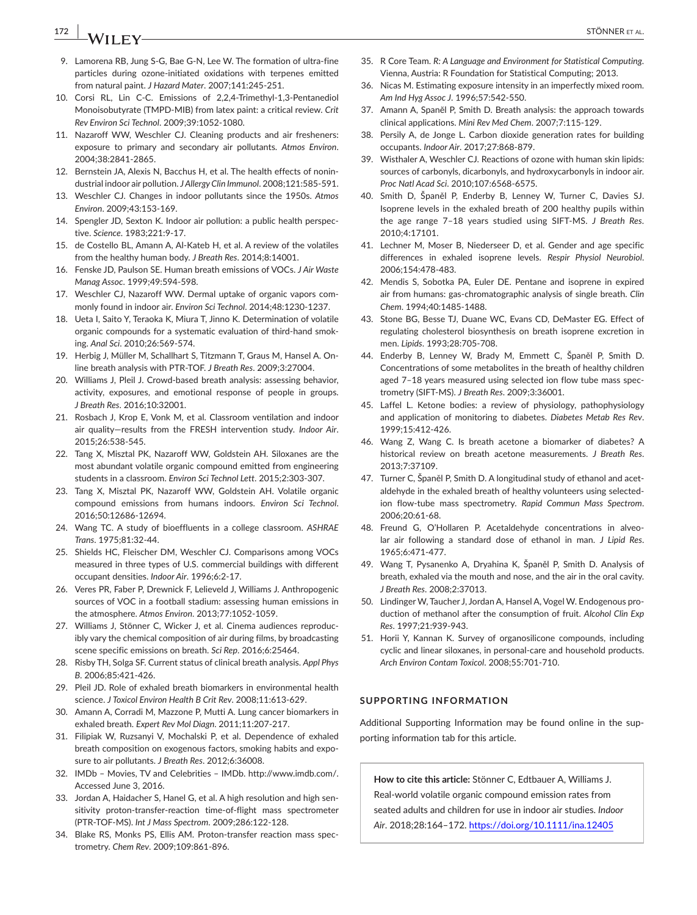9. Lamorena RB, Jung S-G, Bae G-N, Lee W. The formation of ultra-fine particles during ozone-initiated oxidations with terpenes emitted from natural paint. *J Hazard Mater*. 2007;141:245-251.
10. Corsi RL, Lin C-C. Emissions of 2,2,4-Trimethyl-1,3-Pentanediol Monoisobutyrate (TMPD-MIB) from latex paint: a critical review. *Crit Rev Environ Sci Technol*. 2009;39:1052-1080.
11. Nazaroff WW, Weschler CJ. Cleaning products and air fresheners: exposure to primary and secondary air pollutants. *Atmos Environ*. 2004;38:2841-2865.
12. Bernstein JA, Alexis N, Bacchus H, et al. The health effects of nonindustrial indoor air pollution. *J Allergy Clin Immunol*. 2008;121:585-591.
13. Weschler CJ. Changes in indoor pollutants since the 1950s. *Atmos Environ*. 2009;43:153-169.
14. Spengler JD, Sexton K. Indoor air pollution: a public health perspective. *Science*. 1983;221:9-17.
15. de Costello BL, Amann A, Al-Kateb H, et al. A review of the volatiles from the healthy human body. *J Breath Res*. 2014;8:14001.
16. Fenske JD, Paulson SE. Human breath emissions of VOCs. *J Air Waste Manag Assoc*. 1999;49:594-598.
17. Weschler CJ, Nazaroff WW. Dermal uptake of organic vapors commonly found in indoor air. *Environ Sci Technol*. 2014;48:1230-1237.
18. Ueta I, Saito Y, Teraoka K, Miura T, Jinno K. Determination of volatile organic compounds for a systematic evaluation of third-hand smoking. *Anal Sci*. 2010;26:569-574.
19. Herbig J, Müller M, Schallhart S, Titzmann T, Graus M, Hansel A. On-line breath analysis with PTR-TOF. *J Breath Res*. 2009;3:27004.
20. Williams J, Pleil J. Crowd-based breath analysis: assessing behavior, activity, exposures, and emotional response of people in groups. *J Breath Res*. 2016;10:32001.
21. Rosbach J, Krop E, Vonk M, et al. Classroom ventilation and indoor air quality—results from the FRESH intervention study. *Indoor Air*. 2015;26:538-545.
22. Tang X, Misztal PK, Nazaroff WW, Goldstein AH. Siloxanes are the most abundant volatile organic compound emitted from engineering students in a classroom. *Environ Sci Technol Lett*. 2015;2:303-307.
23. Tang X, Misztal PK, Nazaroff WW, Goldstein AH. Volatile organic compound emissions from humans indoors. *Environ Sci Technol*. 2016;50:12686-12694.
24. Wang TC. A study of bioeffluents in a college classroom. *ASHRAE Trans*. 1975;81:32-44.
25. Shields HC, Fleischer DM, Weschler CJ. Comparisons among VOCs measured in three types of U.S. commercial buildings with different occupant densities. *Indoor Air*. 1996;6:2-17.
26. Veres PR, Faber P, Drewnick F, Lelieveld J, Williams J. Anthropogenic sources of VOC in a football stadium: assessing human emissions in the atmosphere. *Atmos Environ*. 2013;77:1052-1059.
27. Williams J, Stönner C, Wicker J, et al. Cinema audiences reproducibly vary the chemical composition of air during films, by broadcasting scene specific emissions on breath. *Sci Rep*. 2016;6:25464.
28. Risby TH, Solga SF. Current status of clinical breath analysis. *Appl Phys B*. 2006;85:421-426.
29. Pleil JD. Role of exhaled breath biomarkers in environmental health science. *J Toxicol Environ Health B Crit Rev*. 2008;11:613-629.
30. Amann A, Corradi M, Mazzone P, Mutti A. Lung cancer biomarkers in exhaled breath. *Expert Rev Mol Diagn*. 2011;11:207-217.
31. Filipiak W, Ruzsanyi V, Mochalski P, et al. Dependence of exhaled breath composition on exogenous factors, smoking habits and exposure to air pollutants. *J Breath Res*. 2012;6:36008.
32. IMDb – Movies, TV and Celebrities – IMDb. http://www.imdb.com/. Accessed June 3, 2016.
33. Jordan A, Haidacher S, Hanel G, et al. A high resolution and high sensitivity proton-transfer-reaction time-of-flight mass spectrometer (PTR-TOF-MS). *Int J Mass Spectrom*. 2009;286:122-128.
34. Blake RS, Monks PS, Ellis AM. Proton-transfer reaction mass spectrometry. *Chem Rev*. 2009;109:861-896.
35. R Core Team. *R: A Language and Environment for Statistical Computing*. Vienna, Austria: R Foundation for Statistical Computing; 2013.
36. Nicas M. Estimating exposure intensity in an imperfectly mixed room. *Am Ind Hyg Assoc J*. 1996;57:542-550.
37. Amann A, Španěl P, Smith D. Breath analysis: the approach towards clinical applications. *Mini Rev Med Chem*. 2007;7:115-129.
38. Persily A, de Jonge L. Carbon dioxide generation rates for building occupants. *Indoor Air*. 2017;27:868-879.
39. Wisthaler A, Weschler CJ. Reactions of ozone with human skin lipids: sources of carbonyls, dicarbonyls, and hydroxycarbonyls in indoor air. *Proc Natl Acad Sci*. 2010;107:6568-6575.
40. Smith D, Španěl P, Enderby B, Lenney W, Turner C, Davies SJ. Isoprene levels in the exhaled breath of 200 healthy pupils within the age range 7–18 years studied using SIFT-MS. *J Breath Res*. 2010;4:17101.
41. Lechner M, Moser B, Niederseer D, et al. Gender and age specific differences in exhaled isoprene levels. *Respir Physiol Neurobiol*. 2006;154:478-483.
42. Mendis S, Sobotka PA, Euler DE. Pentane and isoprene in expired air from humans: gas-chromatographic analysis of single breath. *Clin Chem*. 1994;40:1485-1488.
43. Stone BG, Besse TJ, Duane WC, Evans CD, DeMaster EG. Effect of regulating cholesterol biosynthesis on breath isoprene excretion in men. *Lipids*. 1993;28:705-708.
44. Enderby B, Lenney W, Brady M, Emmett C, Španěl P, Smith D. Concentrations of some metabolites in the breath of healthy children aged 7–18 years measured using selected ion flow tube mass spectrometry (SIFT-MS). *J Breath Res*. 2009;3:36001.
45. Laffel L. Ketone bodies: a review of physiology, pathophysiology and application of monitoring to diabetes. *Diabetes Metab Res Rev*. 1999;15:412-426.
46. Wang Z, Wang C. Is breath acetone a biomarker of diabetes? A historical review on breath acetone measurements. *J Breath Res*. 2013;7:37109.
47. Turner C, Španěl P, Smith D. A longitudinal study of ethanol and acetaldehyde in the exhaled breath of healthy volunteers using selected-ion flow-tube mass spectrometry. *Rapid Commun Mass Spectrom*. 2006;20:61-68.
48. Freund G, O'Hollaren P. Acetaldehyde concentrations in alveolar air following a standard dose of ethanol in man. *J Lipid Res*. 1965;6:471-477.
49. Wang T, Pysanenko A, Dryahina K, Španěl P, Smith D. Analysis of breath, exhaled via the mouth and nose, and the air in the oral cavity. *J Breath Res*. 2008;2:37013.
50. Lindinger W, Taucher J, Jordan A, Hansel A, Vogel W. Endogenous production of methanol after the consumption of fruit. *Alcohol Clin Exp Res*. 1997;21:939-943.
51. Horii Y, Kannan K. Survey of organosilicone compounds, including cyclic and linear siloxanes, in personal-care and household products. *Arch Environ Contam Toxicol*. 2008;55:701-710.

## SUPPORTING INFORMATION

Additional Supporting Information may be found online in the supporting information tab for this article.

**How to cite this article:** Stönner C, Edtbauer A, Williams J. Real-world volatile organic compound emission rates from seated adults and children for use in indoor air studies. *Indoor Air*. 2018;28:164–172. https://doi.org/10.1111/ina.12405